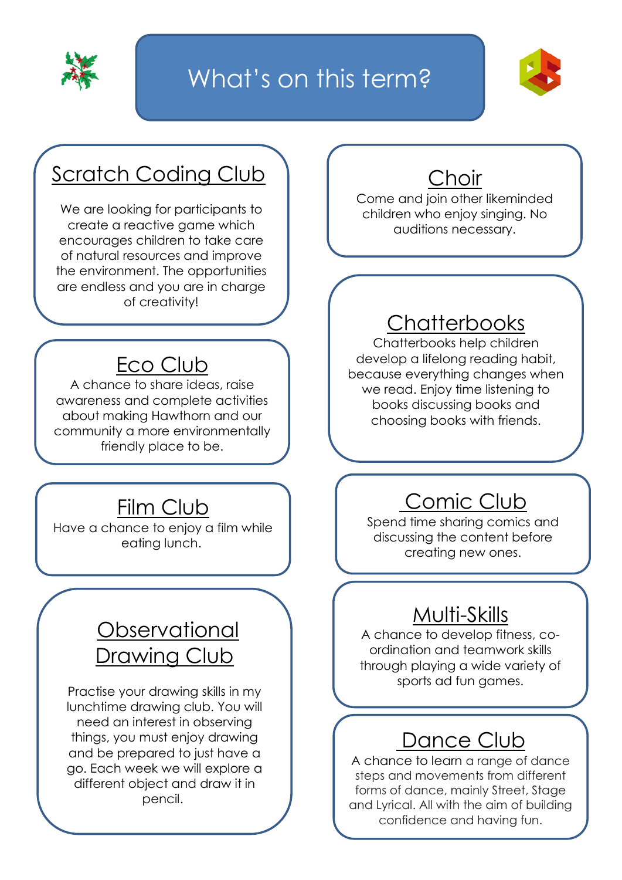# What's on this term?

## Scratch Coding Club

We are looking for participants to create a reactive game which encourages children to take care of natural resources and improve the environment. The opportunities are endless and you are in charge of creativity!

## Eco Club

A chance to share ideas, raise awareness and complete activities about making Hawthorn and our community a more environmentally friendly place to be.

## Film Club

Have a chance to enjoy a film while eating lunch.

## Observational Drawing Club

Practise your drawing skills in my lunchtime drawing club. You will need an interest in observing things, you must enjoy drawing and be prepared to just have a go. Each week we will explore a different object and draw it in pencil.

## Choir

Come and join other likeminded children who enjoy singing. No auditions necessary.

## Chatterbooks

Chatterbooks help children develop a lifelong reading habit, because everything changes when we read. Enjoy time listening to books discussing books and choosing books with friends.

## Comic Club

Spend time sharing comics and discussing the content before creating new ones.

## Multi-Skills

A chance to develop fitness, co-ordination and teamwork skills through playing a wide variety of sports ad fun games.

## Dance Club

A chance to learn a range of dance steps and movements from different forms of dance, mainly Street, Stage and Lyrical. All with the aim of building confidence and having fun.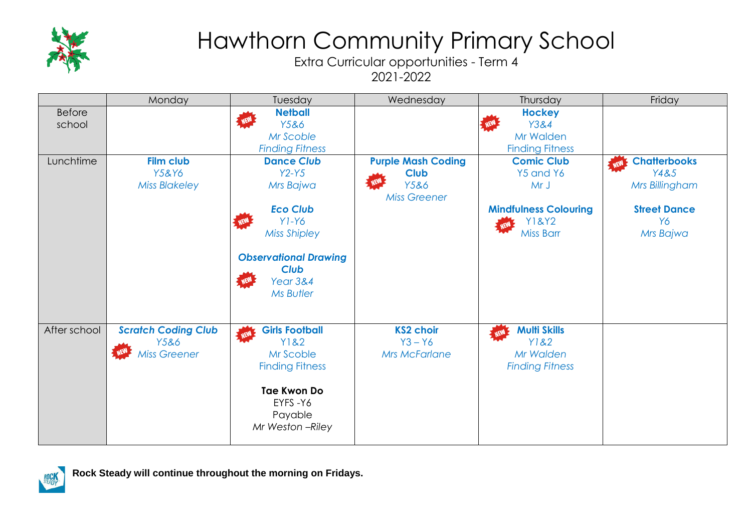# Hawthorn Community Primary School

Extra Curricular opportunities - Term 4

2021-2022

| | Monday | Tuesday | Wednesday | Thursday | Friday |
|---|---|---|---|---|---|
| Before school | | NEW **Netball** *Y5&6* *Mr Scoble* *Finding Fitness* | | NEW **Hockey** *Y3&4* Mr Walden Finding Fitness | |
| Lunchtime | **Film club** *Y5&Y6* *Miss Blakeley* | **Dance *Club*** *Y2-Y5* *Mrs Bajwa*<br><br>NEW ***Eco Club*** *Y1-Y6* *Miss Shipley*<br><br>NEW ***Observational Drawing Club*** *Year 3&4* *Ms Butler* | NEW **Purple Mash Coding Club** *Y5&6* *Miss Greener* | **Comic Club** Y5 and Y6 Mr J<br><br>NEW **Mindfulness Colouring** Y1&Y2 Miss Barr | NEW **Chatterbooks** *Y4&5* *Mrs Billingham*<br><br>**Street Dance** *Y6* *Mrs Bajwa* |
| After school | NEW ***Scratch Coding Club*** *Y5&6* *Miss Greener* | NEW **Girls Football** Y1&2 Mr Scoble Finding Fitness<br><br>**Tae Kwon Do** EYFS -Y6 Payable *Mr Weston –Riley* | **KS2 choir** Y3 – Y6 *Mrs McFarlane* | NEW **Multi Skills** *Y1&2* *Mr Walden* *Finding Fitness* | |

**Rock Steady will continue throughout the morning on Fridays.**